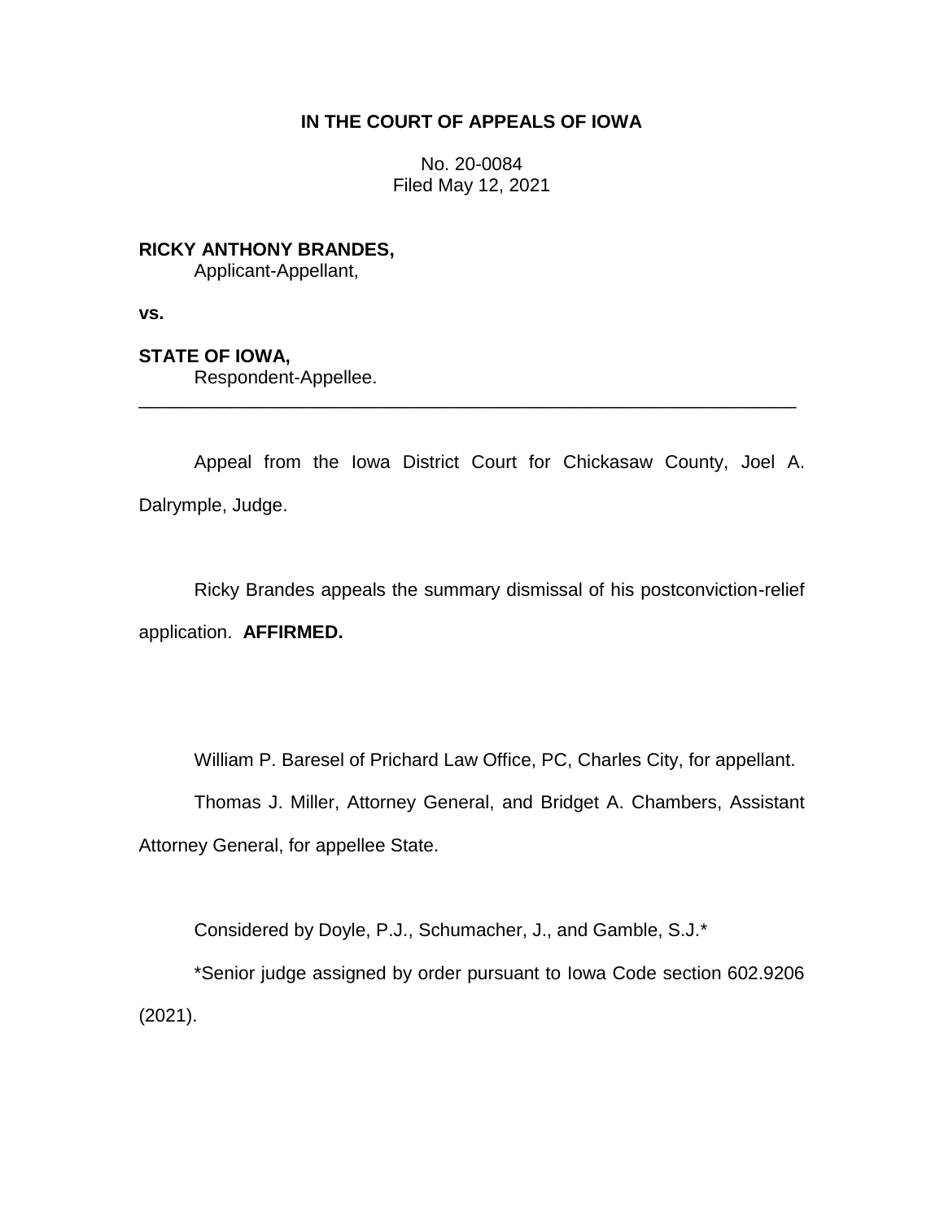**IN THE COURT OF APPEALS OF IOWA**

No. 20-0084
Filed May 12, 2021

**RICKY ANTHONY BRANDES,**
Applicant-Appellant,

**vs.**

**STATE OF IOWA,**
Respondent-Appellee.

---

Appeal from the Iowa District Court for Chickasaw County, Joel A. Dalrymple, Judge.

Ricky Brandes appeals the summary dismissal of his postconviction-relief application. **AFFIRMED.**

William P. Baresel of Prichard Law Office, PC, Charles City, for appellant.

Thomas J. Miller, Attorney General, and Bridget A. Chambers, Assistant Attorney General, for appellee State.

Considered by Doyle, P.J., Schumacher, J., and Gamble, S.J.*

*Senior judge assigned by order pursuant to Iowa Code section 602.9206 (2021).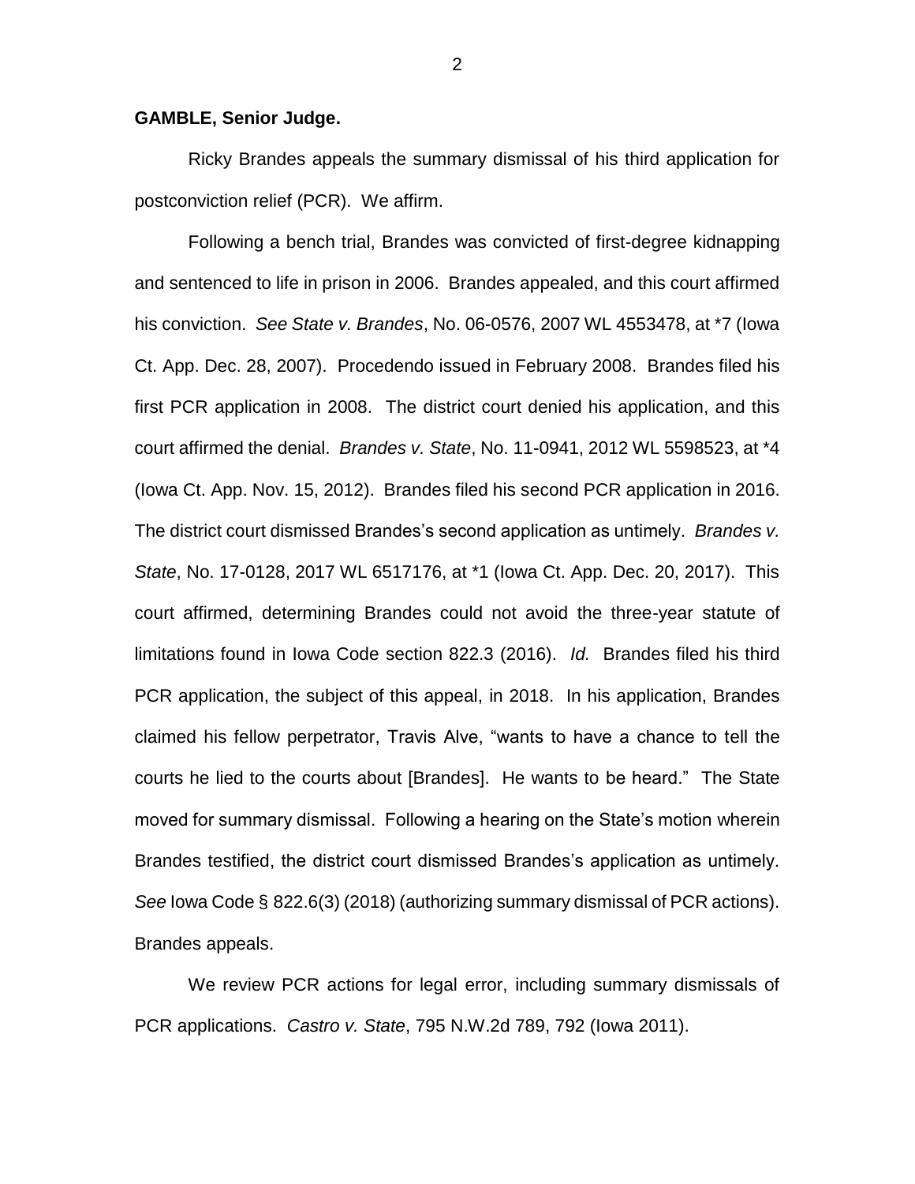**GAMBLE, Senior Judge.**

Ricky Brandes appeals the summary dismissal of his third application for postconviction relief (PCR). We affirm.

Following a bench trial, Brandes was convicted of first-degree kidnapping and sentenced to life in prison in 2006. Brandes appealed, and this court affirmed his conviction. *See State v. Brandes*, No. 06-0576, 2007 WL 4553478, at *7 (Iowa Ct. App. Dec. 28, 2007). Procedendo issued in February 2008. Brandes filed his first PCR application in 2008. The district court denied his application, and this court affirmed the denial. *Brandes v. State*, No. 11-0941, 2012 WL 5598523, at *4 (Iowa Ct. App. Nov. 15, 2012). Brandes filed his second PCR application in 2016. The district court dismissed Brandes's second application as untimely. *Brandes v. State*, No. 17-0128, 2017 WL 6517176, at *1 (Iowa Ct. App. Dec. 20, 2017). This court affirmed, determining Brandes could not avoid the three-year statute of limitations found in Iowa Code section 822.3 (2016). *Id.* Brandes filed his third PCR application, the subject of this appeal, in 2018. In his application, Brandes claimed his fellow perpetrator, Travis Alve, "wants to have a chance to tell the courts he lied to the courts about [Brandes]. He wants to be heard." The State moved for summary dismissal. Following a hearing on the State's motion wherein Brandes testified, the district court dismissed Brandes's application as untimely. *See* Iowa Code § 822.6(3) (2018) (authorizing summary dismissal of PCR actions). Brandes appeals.

We review PCR actions for legal error, including summary dismissals of PCR applications. *Castro v. State*, 795 N.W.2d 789, 792 (Iowa 2011).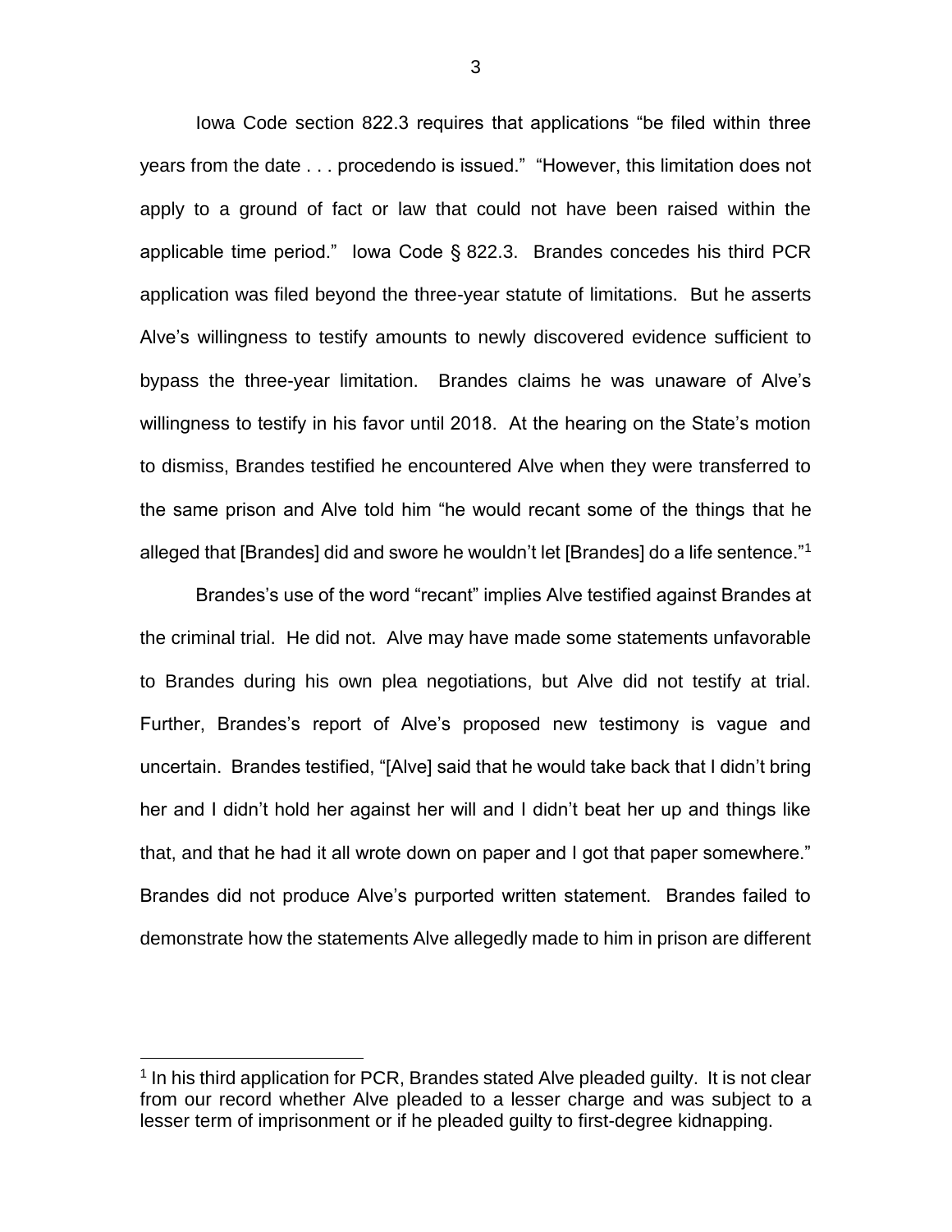Iowa Code section 822.3 requires that applications "be filed within three years from the date . . . procedendo is issued." "However, this limitation does not apply to a ground of fact or law that could not have been raised within the applicable time period." Iowa Code § 822.3. Brandes concedes his third PCR application was filed beyond the three-year statute of limitations. But he asserts Alve's willingness to testify amounts to newly discovered evidence sufficient to bypass the three-year limitation. Brandes claims he was unaware of Alve's willingness to testify in his favor until 2018. At the hearing on the State's motion to dismiss, Brandes testified he encountered Alve when they were transferred to the same prison and Alve told him "he would recant some of the things that he alleged that [Brandes] did and swore he wouldn't let [Brandes] do a life sentence."[1]

Brandes's use of the word "recant" implies Alve testified against Brandes at the criminal trial. He did not. Alve may have made some statements unfavorable to Brandes during his own plea negotiations, but Alve did not testify at trial. Further, Brandes's report of Alve's proposed new testimony is vague and uncertain. Brandes testified, "[Alve] said that he would take back that I didn't bring her and I didn't hold her against her will and I didn't beat her up and things like that, and that he had it all wrote down on paper and I got that paper somewhere." Brandes did not produce Alve's purported written statement. Brandes failed to demonstrate how the statements Alve allegedly made to him in prison are different

[1] In his third application for PCR, Brandes stated Alve pleaded guilty. It is not clear from our record whether Alve pleaded to a lesser charge and was subject to a lesser term of imprisonment or if he pleaded guilty to first-degree kidnapping.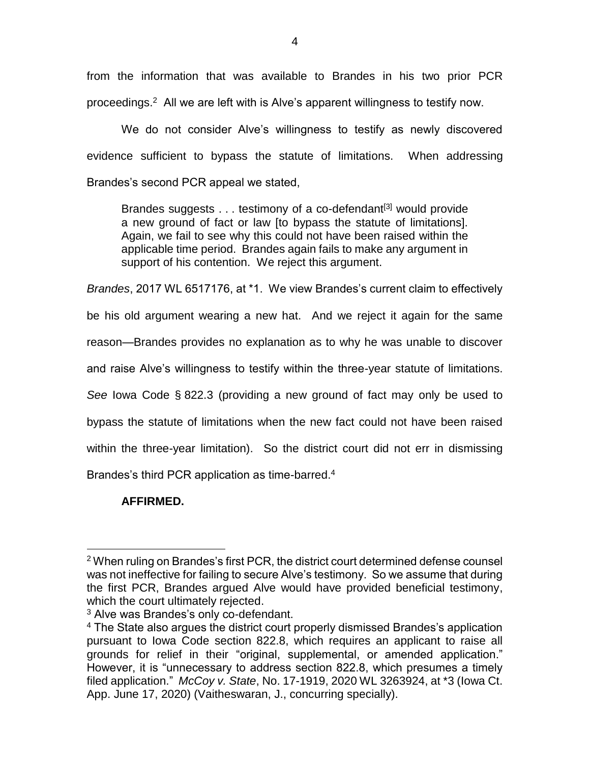from the information that was available to Brandes in his two prior PCR proceedings.[2] All we are left with is Alve's apparent willingness to testify now.

We do not consider Alve's willingness to testify as newly discovered evidence sufficient to bypass the statute of limitations. When addressing Brandes's second PCR appeal we stated,

> Brandes suggests . . . testimony of a co-defendant[3] would provide a new ground of fact or law [to bypass the statute of limitations]. Again, we fail to see why this could not have been raised within the applicable time period. Brandes again fails to make any argument in support of his contention. We reject this argument.

*Brandes*, 2017 WL 6517176, at *1. We view Brandes's current claim to effectively be his old argument wearing a new hat. And we reject it again for the same reason—Brandes provides no explanation as to why he was unable to discover and raise Alve's willingness to testify within the three-year statute of limitations. *See* Iowa Code § 822.3 (providing a new ground of fact may only be used to bypass the statute of limitations when the new fact could not have been raised within the three-year limitation). So the district court did not err in dismissing Brandes's third PCR application as time-barred.[4]

**AFFIRMED.**

---

[2] When ruling on Brandes's first PCR, the district court determined defense counsel was not ineffective for failing to secure Alve's testimony. So we assume that during the first PCR, Brandes argued Alve would have provided beneficial testimony, which the court ultimately rejected.

[3] Alve was Brandes's only co-defendant.

[4] The State also argues the district court properly dismissed Brandes's application pursuant to Iowa Code section 822.8, which requires an applicant to raise all grounds for relief in their "original, supplemental, or amended application." However, it is "unnecessary to address section 822.8, which presumes a timely filed application." *McCoy v. State*, No. 17-1919, 2020 WL 3263924, at *3 (Iowa Ct. App. June 17, 2020) (Vaitheswaran, J., concurring specially).